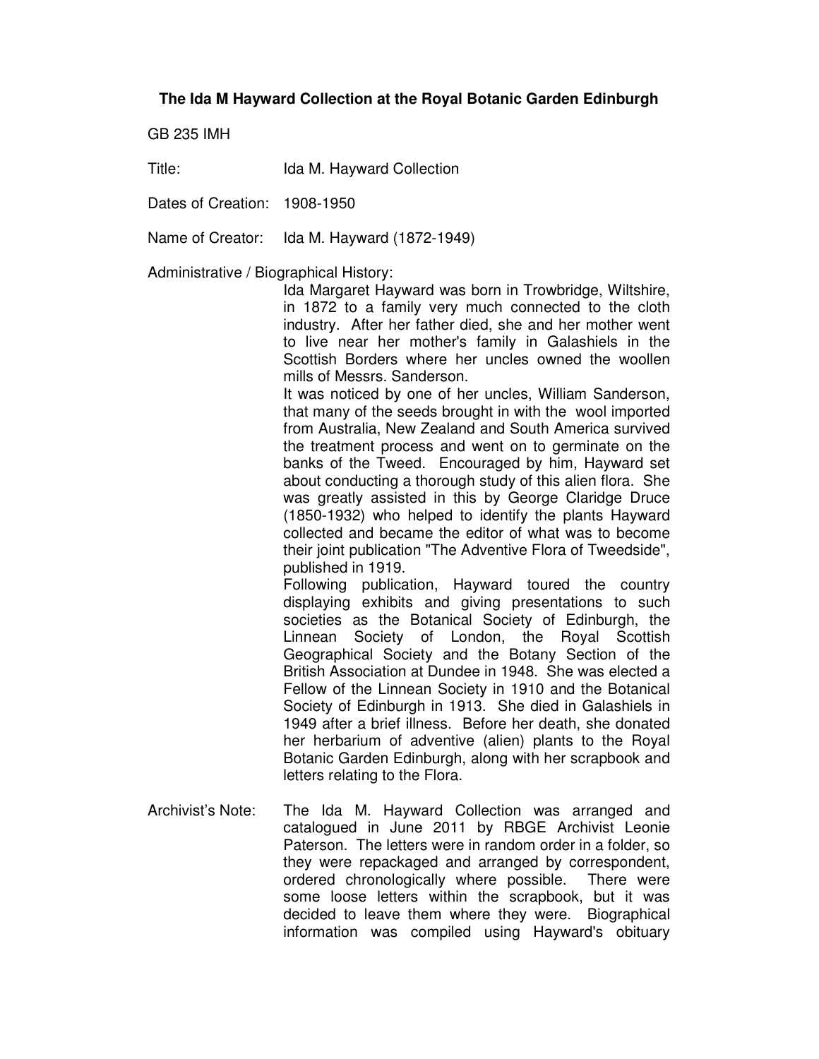# The Ida M Hayward Collection at the Royal Botanic Garden Edinburgh

GB 235 IMH

**Title:** Ida M. Hayward Collection

**Dates of Creation:** 1908-1950

**Name of Creator:** Ida M. Hayward (1872-1949)

**Administrative / Biographical History:**

Ida Margaret Hayward was born in Trowbridge, Wiltshire, in 1872 to a family very much connected to the cloth industry. After her father died, she and her mother went to live near her mother's family in Galashiels in the Scottish Borders where her uncles owned the woollen mills of Messrs. Sanderson.

It was noticed by one of her uncles, William Sanderson, that many of the seeds brought in with the wool imported from Australia, New Zealand and South America survived the treatment process and went on to germinate on the banks of the Tweed. Encouraged by him, Hayward set about conducting a thorough study of this alien flora. She was greatly assisted in this by George Claridge Druce (1850-1932) who helped to identify the plants Hayward collected and became the editor of what was to become their joint publication "The Adventive Flora of Tweedside", published in 1919.

Following publication, Hayward toured the country displaying exhibits and giving presentations to such societies as the Botanical Society of Edinburgh, the Linnean Society of London, the Royal Scottish Geographical Society and the Botany Section of the British Association at Dundee in 1948. She was elected a Fellow of the Linnean Society in 1910 and the Botanical Society of Edinburgh in 1913. She died in Galashiels in 1949 after a brief illness. Before her death, she donated her herbarium of adventive (alien) plants to the Royal Botanic Garden Edinburgh, along with her scrapbook and letters relating to the Flora.

**Archivist's Note:** The Ida M. Hayward Collection was arranged and catalogued in June 2011 by RBGE Archivist Leonie Paterson. The letters were in random order in a folder, so they were repackaged and arranged by correspondent, ordered chronologically where possible. There were some loose letters within the scrapbook, but it was decided to leave them where they were. Biographical information was compiled using Hayward's obituary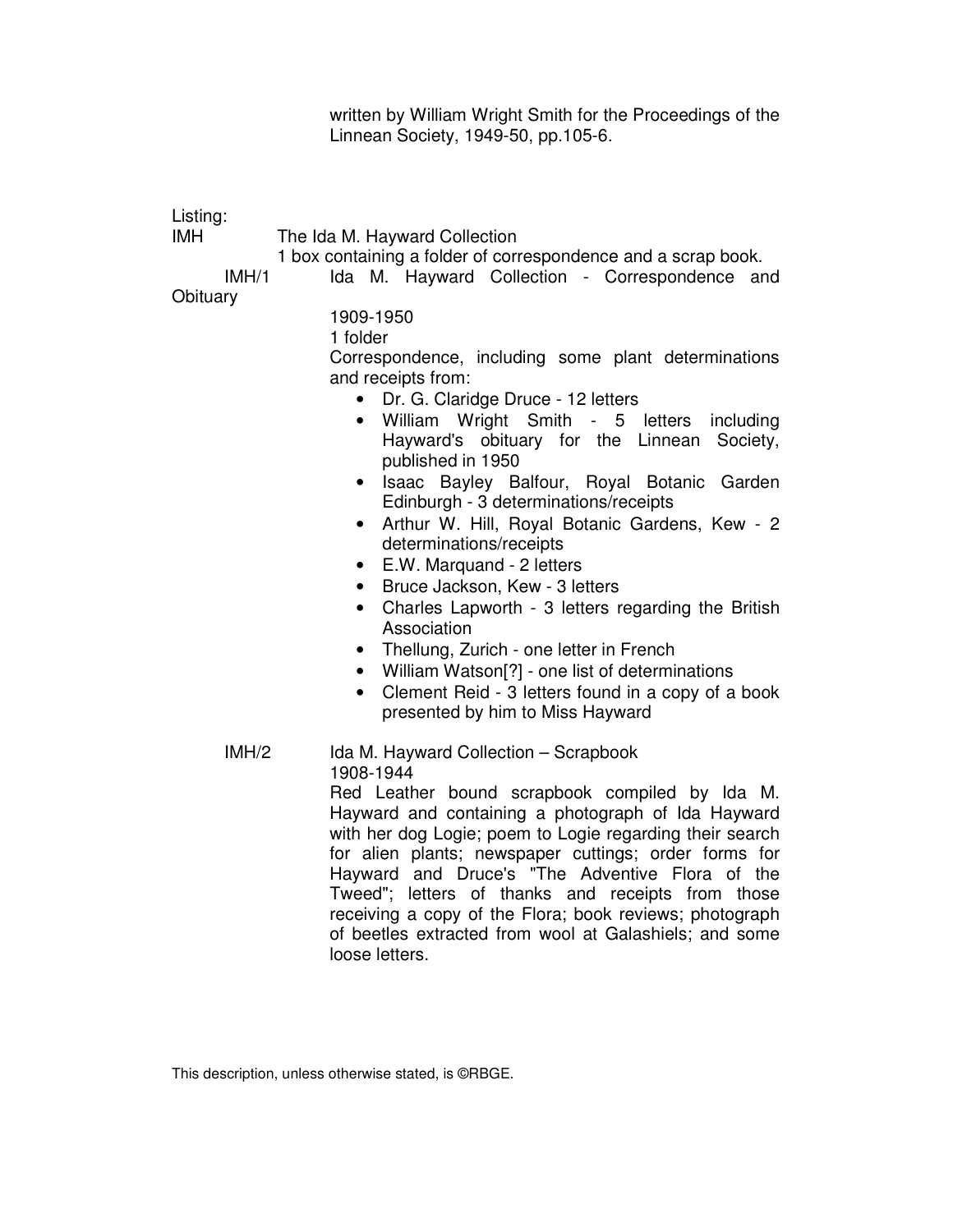written by William Wright Smith for the Proceedings of the Linnean Society, 1949-50, pp.105-6.

Listing:

IMH The Ida M. Hayward Collection

1 box containing a folder of correspondence and a scrap book.

IMH/1 Ida M. Hayward Collection - Correspondence and Obituary

1909-1950

1 folder

Correspondence, including some plant determinations and receipts from:

- Dr. G. Claridge Druce - 12 letters
- William Wright Smith - 5 letters including Hayward's obituary for the Linnean Society, published in 1950
- Isaac Bayley Balfour, Royal Botanic Garden Edinburgh - 3 determinations/receipts
- Arthur W. Hill, Royal Botanic Gardens, Kew - 2 determinations/receipts
- E.W. Marquand - 2 letters
- Bruce Jackson, Kew - 3 letters
- Charles Lapworth - 3 letters regarding the British Association
- Thellung, Zurich - one letter in French
- William Watson[?] - one list of determinations
- Clement Reid - 3 letters found in a copy of a book presented by him to Miss Hayward

IMH/2 Ida M. Hayward Collection – Scrapbook

1908-1944

Red Leather bound scrapbook compiled by Ida M. Hayward and containing a photograph of Ida Hayward with her dog Logie; poem to Logie regarding their search for alien plants; newspaper cuttings; order forms for Hayward and Druce's "The Adventive Flora of the Tweed"; letters of thanks and receipts from those receiving a copy of the Flora; book reviews; photograph of beetles extracted from wool at Galashiels; and some loose letters.

This description, unless otherwise stated, is ©RBGE.